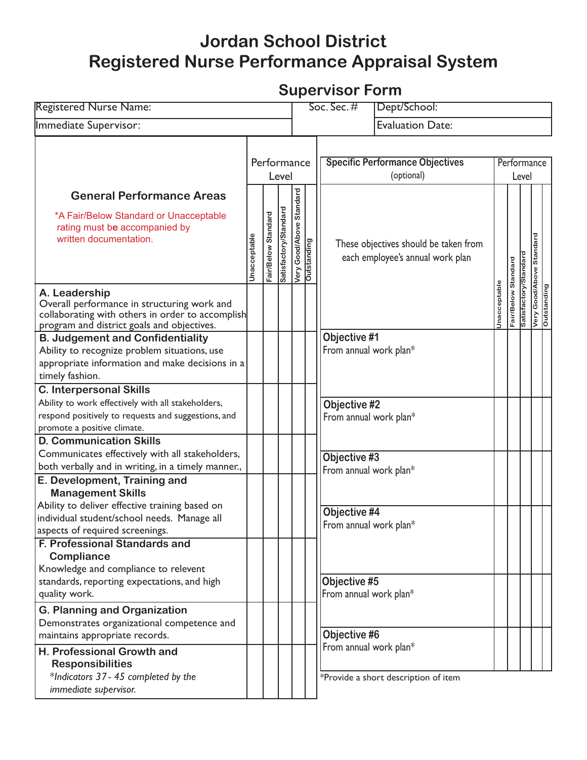# Jordan School District
# Registered Nurse Performance Appraisal System

## Supervisor Form

| Registered Nurse Name: | Soc. Sec. # | Dept/School: |
|---|---|---|
| Immediate Supervisor: | | Evaluation Date: |

| General Performance Areas<br>*A Fair/Below Standard or Unacceptable rating must be accompanied by written documentation. | Unacceptable | Fair/Below Standard | Satisfactory/Standard | Very Good/Above Standard | Outstanding |
|---|---|---|---|---|---|
| **A. Leadership**<br>Overall performance in structuring work and collaborating with others in order to accomplish program and district goals and objectives. | | | | | |
| **B. Judgement and Confidentiality**<br>Ability to recognize problem situations, use appropriate information and make decisions in a timely fashion. | | | | | |
| **C. Interpersonal Skills**<br>Ability to work effectively with all stakeholders, respond positively to requests and suggestions, and promote a positive climate. | | | | | |
| **D. Communication Skills**<br>Communicates effectively with all stakeholders, both verbally and in writing, in a timely manner., | | | | | |
| **E. Development, Training and Management Skills**<br>Ability to deliver effective training based on individual student/school needs. Manage all aspects of required screenings. | | | | | |
| **F. Professional Standards and Compliance**<br>Knowledge and compliance to relevent standards, reporting expectations, and high quality work. | | | | | |
| **G. Planning and Organization**<br>Demonstrates organizational competence and maintains appropriate records. | | | | | |
| **H. Professional Growth and Responsibilities**<br>*Indicators 37 - 45 completed by the immediate supervisor.* | | | | | |

| **Specific Performance Objectives** (optional)<br>These objectives should be taken from each employee's annual work plan | Unacceptable | Fair/Below Standard | Satisfactory/Standard | Very Good/Above Standard | Outstanding |
|---|---|---|---|---|---|
| **Objective #1**<br>From annual work plan* | | | | | |
| **Objective #2**<br>From annual work plan* | | | | | |
| **Objective #3**<br>From annual work plan* | | | | | |
| **Objective #4**<br>From annual work plan* | | | | | |
| **Objective #5**<br>From annual work plan* | | | | | |
| **Objective #6**<br>From annual work plan* | | | | | |

*Provide a short description of item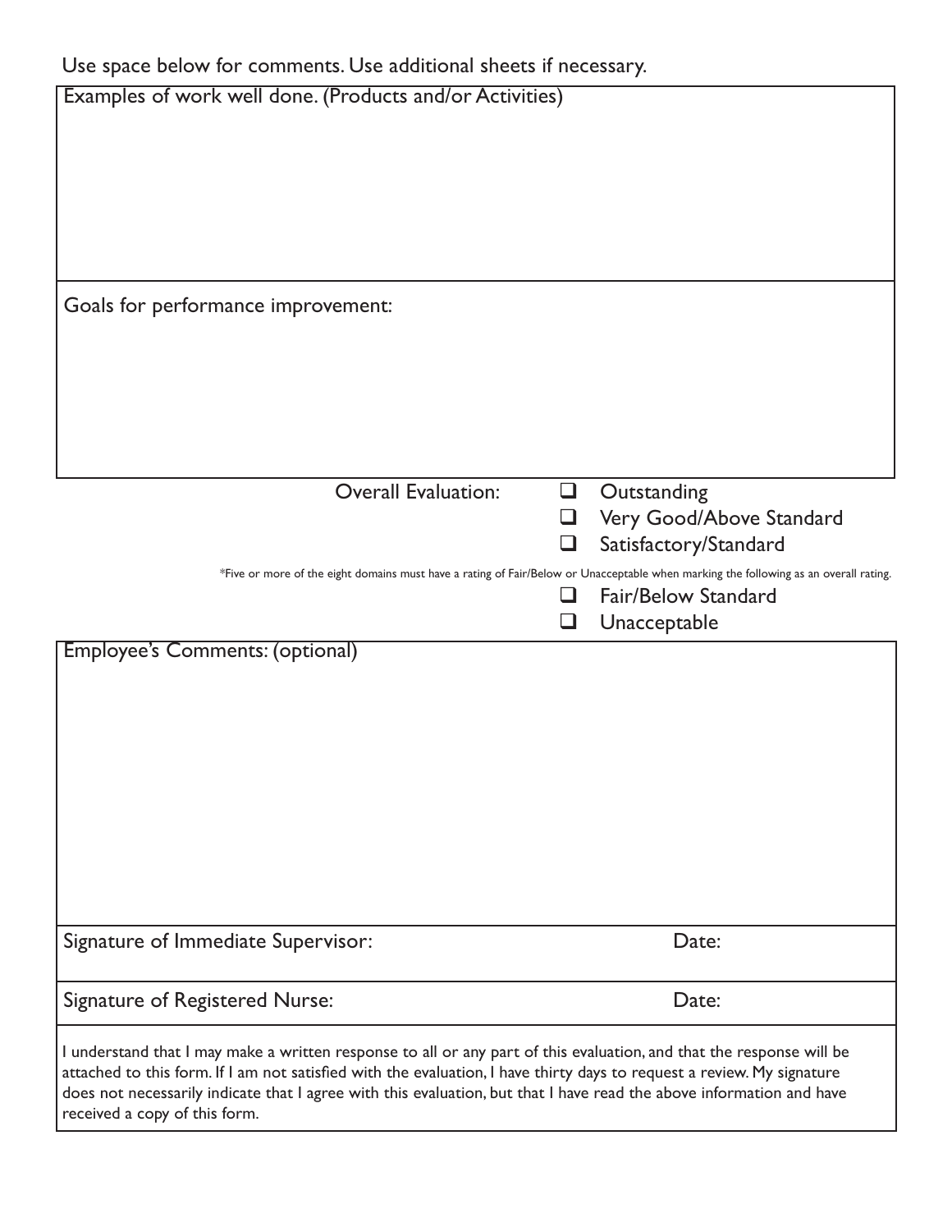Use space below for comments. Use additional sheets if necessary.

Examples of work well done. (Products and/or Activities)

Goals for performance improvement:

Overall Evaluation:

- ☐ Outstanding
- ☐ Very Good/Above Standard
- ☐ Satisfactory/Standard

*Five or more of the eight domains must have a rating of Fair/Below or Unacceptable when marking the following as an overall rating.

- ☐ Fair/Below Standard
- ☐ Unacceptable

Employee's Comments: (optional)

| | |
|---|---|
| Signature of Immediate Supervisor: | Date: |
| Signature of Registered Nurse: | Date: |

I understand that I may make a written response to all or any part of this evaluation, and that the response will be attached to this form. If I am not satisfied with the evaluation, I have thirty days to request a review. My signature does not necessarily indicate that I agree with this evaluation, but that I have read the above information and have received a copy of this form.